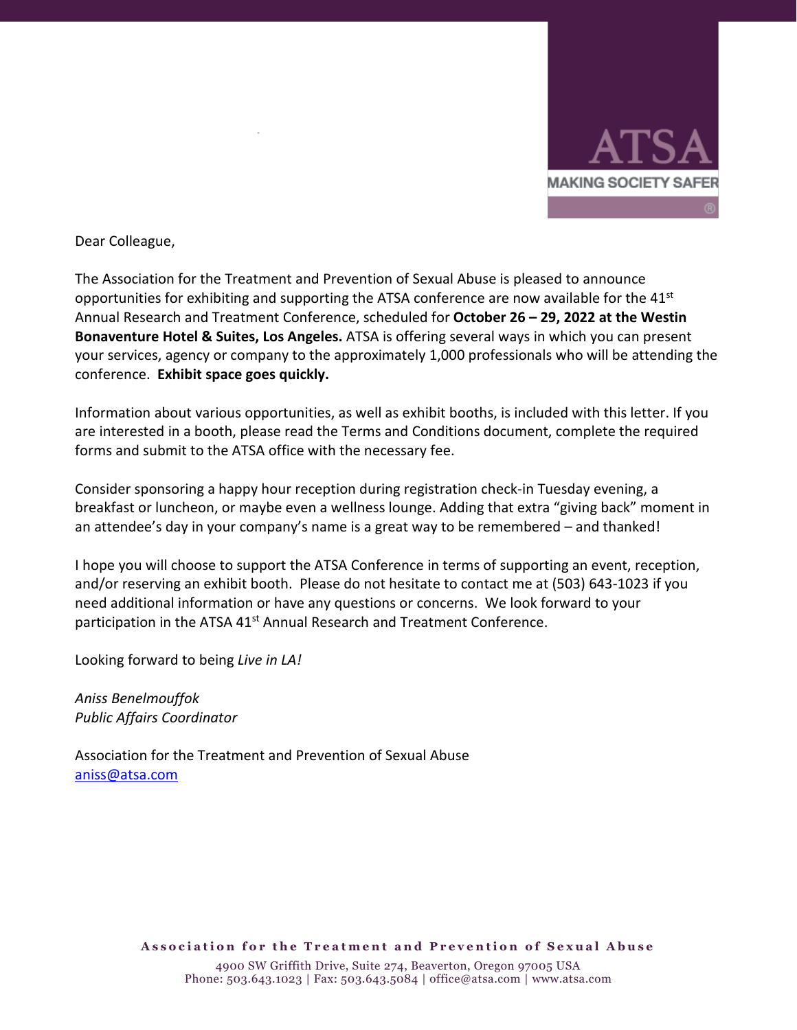ATSA
MAKING SOCIETY SAFER

Dear Colleague,

The Association for the Treatment and Prevention of Sexual Abuse is pleased to announce opportunities for exhibiting and supporting the ATSA conference are now available for the 41st Annual Research and Treatment Conference, scheduled for **October 26 – 29, 2022 at the Westin Bonaventure Hotel & Suites, Los Angeles.** ATSA is offering several ways in which you can present your services, agency or company to the approximately 1,000 professionals who will be attending the conference. **Exhibit space goes quickly.**

Information about various opportunities, as well as exhibit booths, is included with this letter. If you are interested in a booth, please read the Terms and Conditions document, complete the required forms and submit to the ATSA office with the necessary fee.

Consider sponsoring a happy hour reception during registration check-in Tuesday evening, a breakfast or luncheon, or maybe even a wellness lounge. Adding that extra "giving back" moment in an attendee's day in your company's name is a great way to be remembered – and thanked!

I hope you will choose to support the ATSA Conference in terms of supporting an event, reception, and/or reserving an exhibit booth. Please do not hesitate to contact me at (503) 643-1023 if you need additional information or have any questions or concerns. We look forward to your participation in the ATSA 41st Annual Research and Treatment Conference.

Looking forward to being *Live in LA!*

*Aniss Benelmouffok*
*Public Affairs Coordinator*

Association for the Treatment and Prevention of Sexual Abuse
aniss@atsa.com

**Association for the Treatment and Prevention of Sexual Abuse**
4900 SW Griffith Drive, Suite 274, Beaverton, Oregon 97005 USA
Phone: 503.643.1023 | Fax: 503.643.5084 | office@atsa.com | www.atsa.com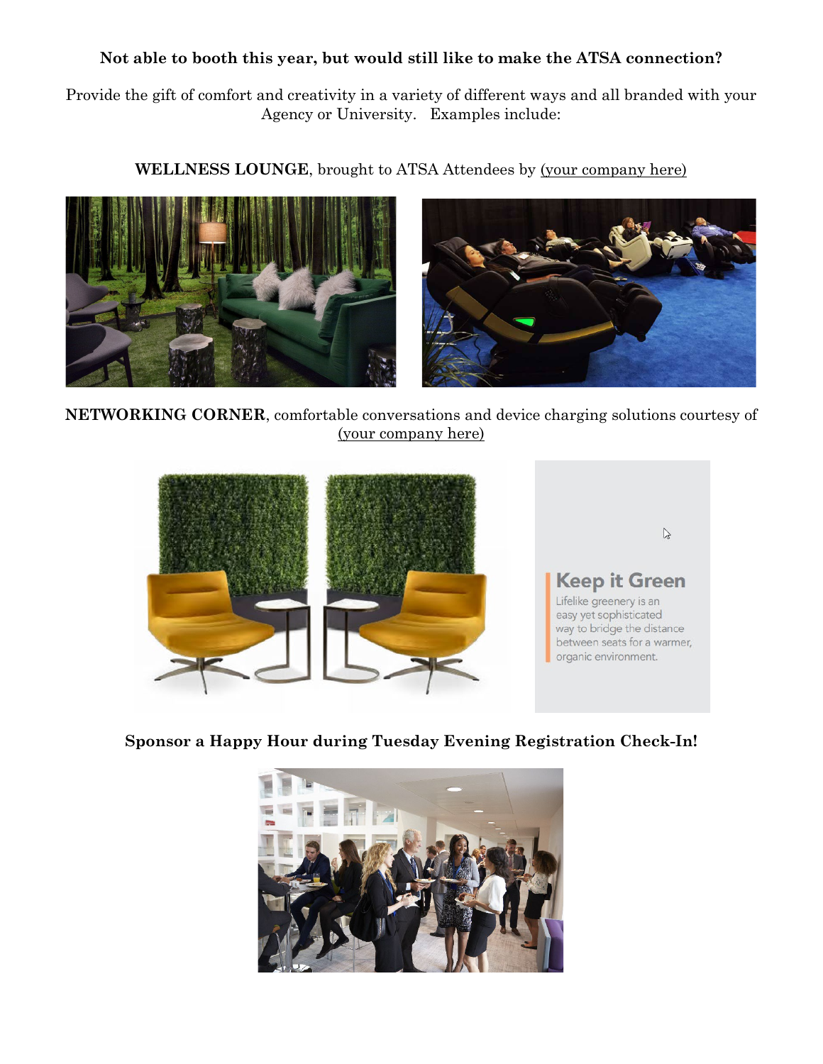**Not able to booth this year, but would still like to make the ATSA connection?**

Provide the gift of comfort and creativity in a variety of different ways and all branded with your Agency or University. Examples include:

**WELLNESS LOUNGE**, brought to ATSA Attendees by <u>(your company here)</u>

**NETWORKING CORNER**, comfortable conversations and device charging solutions courtesy of <u>(your company here)</u>

**Keep it Green**

Lifelike greenery is an easy yet sophisticated way to bridge the distance between seats for a warmer, organic environment.

**Sponsor a Happy Hour during Tuesday Evening Registration Check-In!**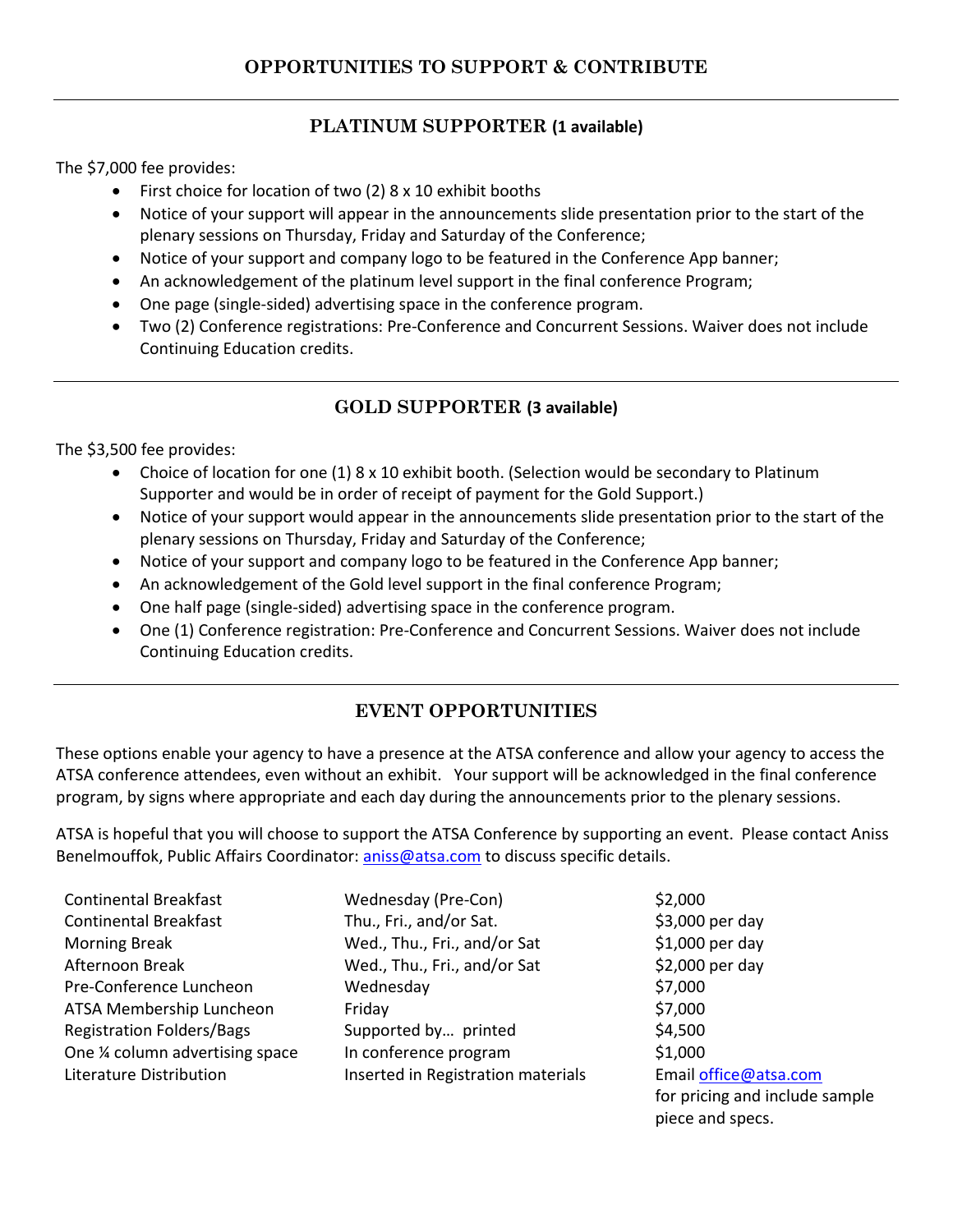# OPPORTUNITIES TO SUPPORT & CONTRIBUTE

---

## PLATINUM SUPPORTER **(1 available)**

The $7,000 fee provides:

- First choice for location of two (2) 8 x 10 exhibit booths
- Notice of your support will appear in the announcements slide presentation prior to the start of the plenary sessions on Thursday, Friday and Saturday of the Conference;
- Notice of your support and company logo to be featured in the Conference App banner;
- An acknowledgement of the platinum level support in the final conference Program;
- One page (single-sided) advertising space in the conference program.
- Two (2) Conference registrations: Pre-Conference and Concurrent Sessions. Waiver does not include Continuing Education credits.

---

## GOLD SUPPORTER **(3 available)**

The $3,500 fee provides:

- Choice of location for one (1) 8 x 10 exhibit booth. (Selection would be secondary to Platinum Supporter and would be in order of receipt of payment for the Gold Support.)
- Notice of your support would appear in the announcements slide presentation prior to the start of the plenary sessions on Thursday, Friday and Saturday of the Conference;
- Notice of your support and company logo to be featured in the Conference App banner;
- An acknowledgement of the Gold level support in the final conference Program;
- One half page (single-sided) advertising space in the conference program.
- One (1) Conference registration: Pre-Conference and Concurrent Sessions. Waiver does not include Continuing Education credits.

---

## EVENT OPPORTUNITIES

These options enable your agency to have a presence at the ATSA conference and allow your agency to access the ATSA conference attendees, even without an exhibit. Your support will be acknowledged in the final conference program, by signs where appropriate and each day during the announcements prior to the plenary sessions.

ATSA is hopeful that you will choose to support the ATSA Conference by supporting an event. Please contact Aniss Benelmouffok, Public Affairs Coordinator: aniss@atsa.com to discuss specific details.

| | | |
|---|---|---|
| Continental Breakfast | Wednesday (Pre-Con) | $2,000 |
| Continental Breakfast | Thu., Fri., and/or Sat. | $3,000 per day |
| Morning Break | Wed., Thu., Fri., and/or Sat | $1,000 per day |
| Afternoon Break | Wed., Thu., Fri., and/or Sat | $2,000 per day |
| Pre-Conference Luncheon | Wednesday | $7,000 |
| ATSA Membership Luncheon | Friday | $7,000 |
| Registration Folders/Bags | Supported by… printed | $4,500 |
| One ¼ column advertising space | In conference program | $1,000 |
| Literature Distribution | Inserted in Registration materials | Email office@atsa.com for pricing and include sample piece and specs. |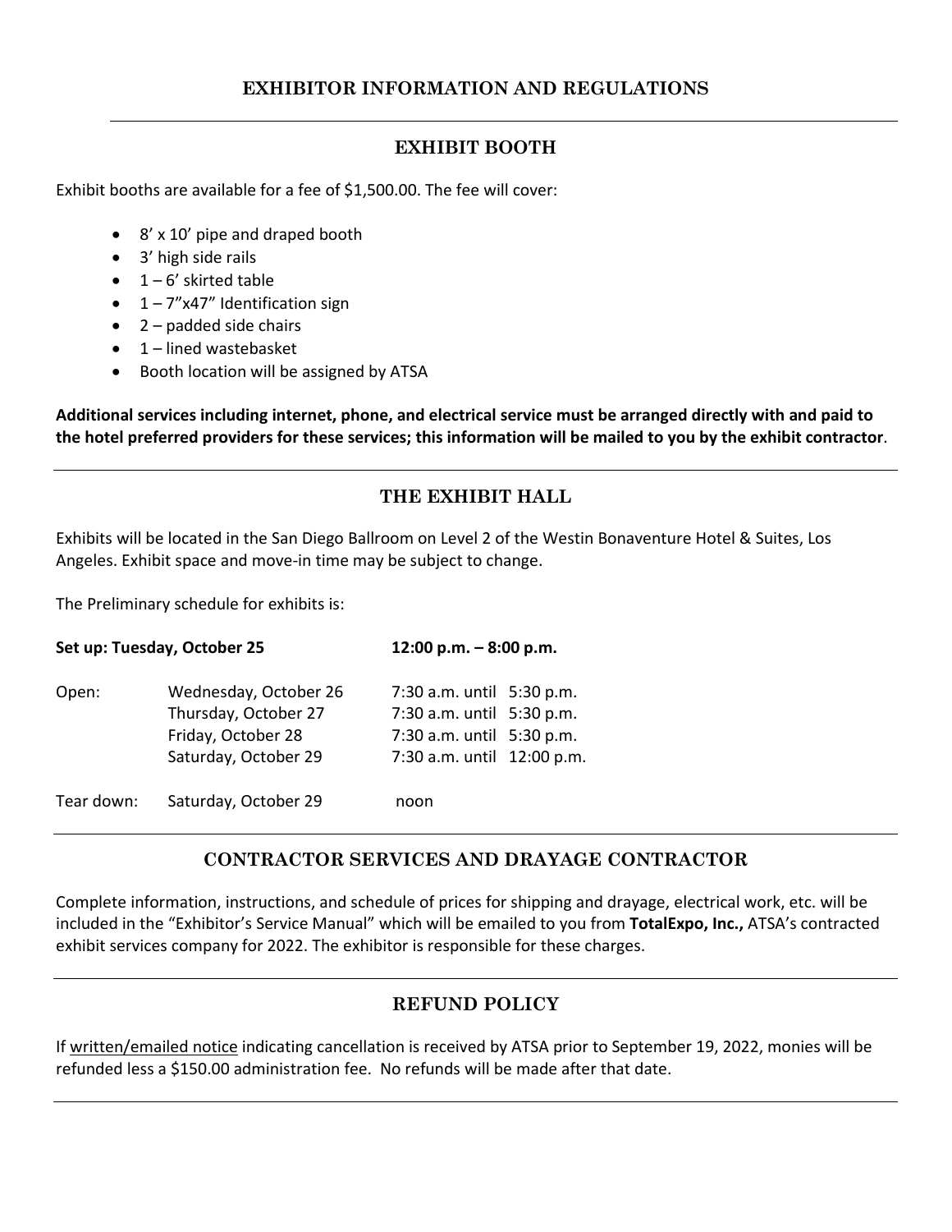# EXHIBITOR INFORMATION AND REGULATIONS

## EXHIBIT BOOTH

Exhibit booths are available for a fee of $1,500.00. The fee will cover:

- 8' x 10' pipe and draped booth
- 3' high side rails
- 1 – 6' skirted table
- 1 – 7"x47" Identification sign
- 2 – padded side chairs
- 1 – lined wastebasket
- Booth location will be assigned by ATSA

**Additional services including internet, phone, and electrical service must be arranged directly with and paid to the hotel preferred providers for these services; this information will be mailed to you by the exhibit contractor**.

## THE EXHIBIT HALL

Exhibits will be located in the San Diego Ballroom on Level 2 of the Westin Bonaventure Hotel & Suites, Los Angeles. Exhibit space and move-in time may be subject to change.

The Preliminary schedule for exhibits is:

| | | |
|---|---|---|
| **Set up: Tuesday, October 25** | | **12:00 p.m. – 8:00 p.m.** |
| Open: | Wednesday, October 26 | 7:30 a.m. until 5:30 p.m. |
| | Thursday, October 27 | 7:30 a.m. until 5:30 p.m. |
| | Friday, October 28 | 7:30 a.m. until 5:30 p.m. |
| | Saturday, October 29 | 7:30 a.m. until 12:00 p.m. |
| Tear down: | Saturday, October 29 | noon |

## CONTRACTOR SERVICES AND DRAYAGE CONTRACTOR

Complete information, instructions, and schedule of prices for shipping and drayage, electrical work, etc. will be included in the "Exhibitor's Service Manual" which will be emailed to you from **TotalExpo, Inc.,** ATSA's contracted exhibit services company for 2022. The exhibitor is responsible for these charges.

## REFUND POLICY

If written/emailed notice indicating cancellation is received by ATSA prior to September 19, 2022, monies will be refunded less a $150.00 administration fee. No refunds will be made after that date.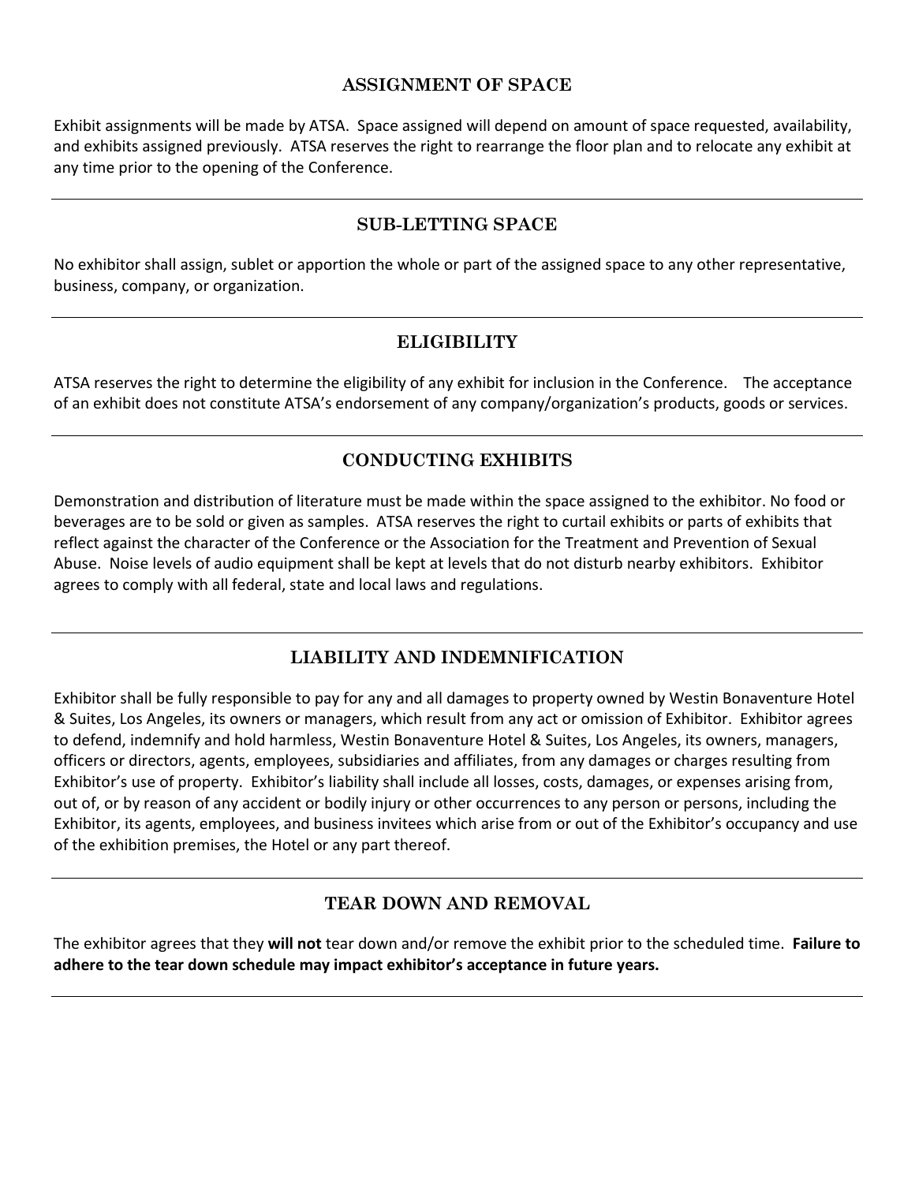## ASSIGNMENT OF SPACE

Exhibit assignments will be made by ATSA. Space assigned will depend on amount of space requested, availability, and exhibits assigned previously. ATSA reserves the right to rearrange the floor plan and to relocate any exhibit at any time prior to the opening of the Conference.

---

## SUB-LETTING SPACE

No exhibitor shall assign, sublet or apportion the whole or part of the assigned space to any other representative, business, company, or organization.

---

## ELIGIBILITY

ATSA reserves the right to determine the eligibility of any exhibit for inclusion in the Conference. The acceptance of an exhibit does not constitute ATSA's endorsement of any company/organization's products, goods or services.

---

## CONDUCTING EXHIBITS

Demonstration and distribution of literature must be made within the space assigned to the exhibitor. No food or beverages are to be sold or given as samples. ATSA reserves the right to curtail exhibits or parts of exhibits that reflect against the character of the Conference or the Association for the Treatment and Prevention of Sexual Abuse. Noise levels of audio equipment shall be kept at levels that do not disturb nearby exhibitors. Exhibitor agrees to comply with all federal, state and local laws and regulations.

---

## LIABILITY AND INDEMNIFICATION

Exhibitor shall be fully responsible to pay for any and all damages to property owned by Westin Bonaventure Hotel & Suites, Los Angeles, its owners or managers, which result from any act or omission of Exhibitor. Exhibitor agrees to defend, indemnify and hold harmless, Westin Bonaventure Hotel & Suites, Los Angeles, its owners, managers, officers or directors, agents, employees, subsidiaries and affiliates, from any damages or charges resulting from Exhibitor's use of property. Exhibitor's liability shall include all losses, costs, damages, or expenses arising from, out of, or by reason of any accident or bodily injury or other occurrences to any person or persons, including the Exhibitor, its agents, employees, and business invitees which arise from or out of the Exhibitor's occupancy and use of the exhibition premises, the Hotel or any part thereof.

---

## TEAR DOWN AND REMOVAL

The exhibitor agrees that they **will not** tear down and/or remove the exhibit prior to the scheduled time. **Failure to adhere to the tear down schedule may impact exhibitor's acceptance in future years.**

---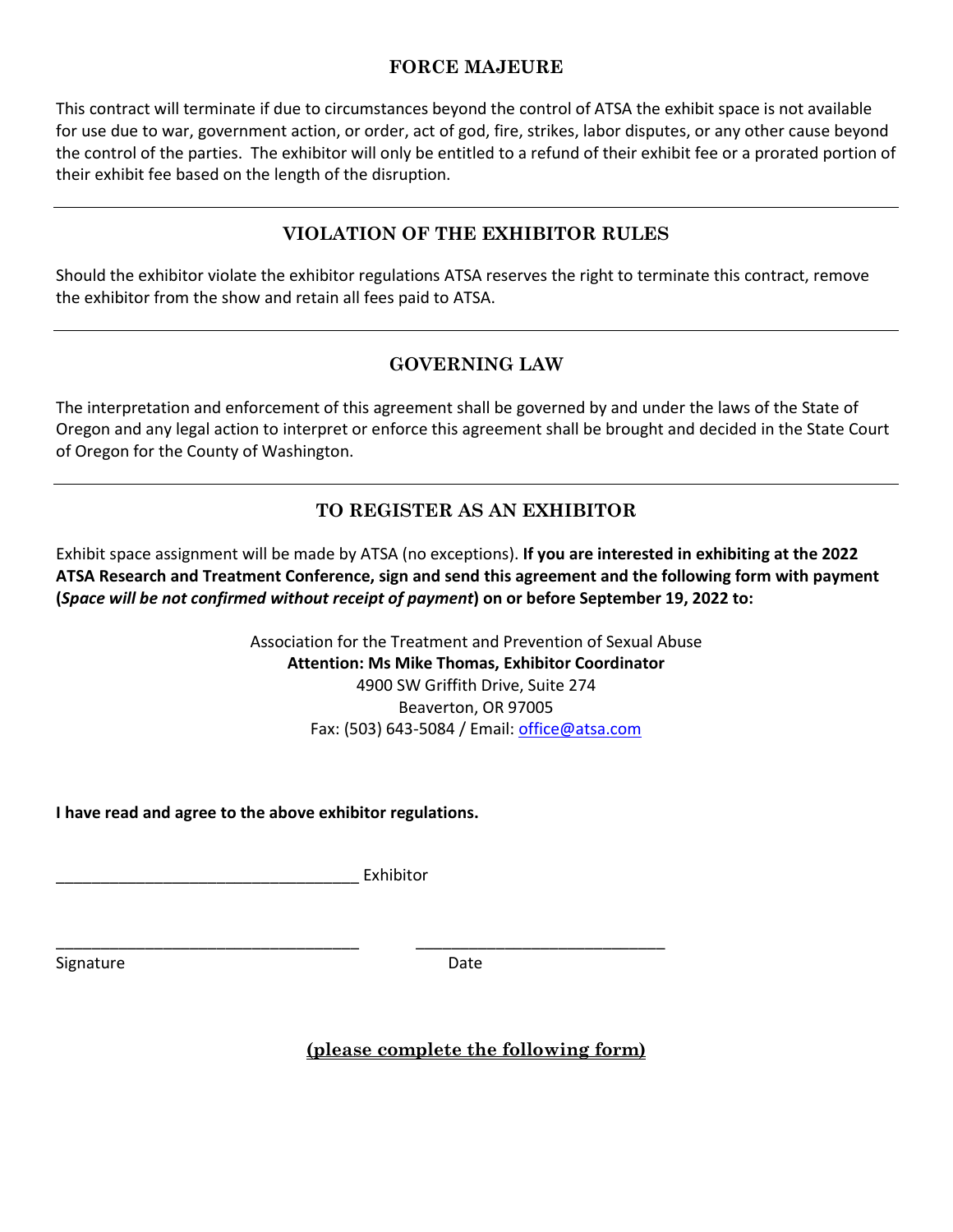## FORCE MAJEURE

This contract will terminate if due to circumstances beyond the control of ATSA the exhibit space is not available for use due to war, government action, or order, act of god, fire, strikes, labor disputes, or any other cause beyond the control of the parties. The exhibitor will only be entitled to a refund of their exhibit fee or a prorated portion of their exhibit fee based on the length of the disruption.

---

## VIOLATION OF THE EXHIBITOR RULES

Should the exhibitor violate the exhibitor regulations ATSA reserves the right to terminate this contract, remove the exhibitor from the show and retain all fees paid to ATSA.

---

## GOVERNING LAW

The interpretation and enforcement of this agreement shall be governed by and under the laws of the State of Oregon and any legal action to interpret or enforce this agreement shall be brought and decided in the State Court of Oregon for the County of Washington.

---

## TO REGISTER AS AN EXHIBITOR

Exhibit space assignment will be made by ATSA (no exceptions). **If you are interested in exhibiting at the 2022 ATSA Research and Treatment Conference, sign and send this agreement and the following form with payment (*Space will be not confirmed without receipt of payment*) on or before September 19, 2022 to:**

Association for the Treatment and Prevention of Sexual Abuse
**Attention: Ms Mike Thomas, Exhibitor Coordinator**
4900 SW Griffith Drive, Suite 274
Beaverton, OR 97005
Fax: (503) 643-5084 / Email: office@atsa.com

**I have read and agree to the above exhibitor regulations.**

__________________________________ Exhibitor

__________________________________ __________________________
Signature Date

**(please complete the following form)**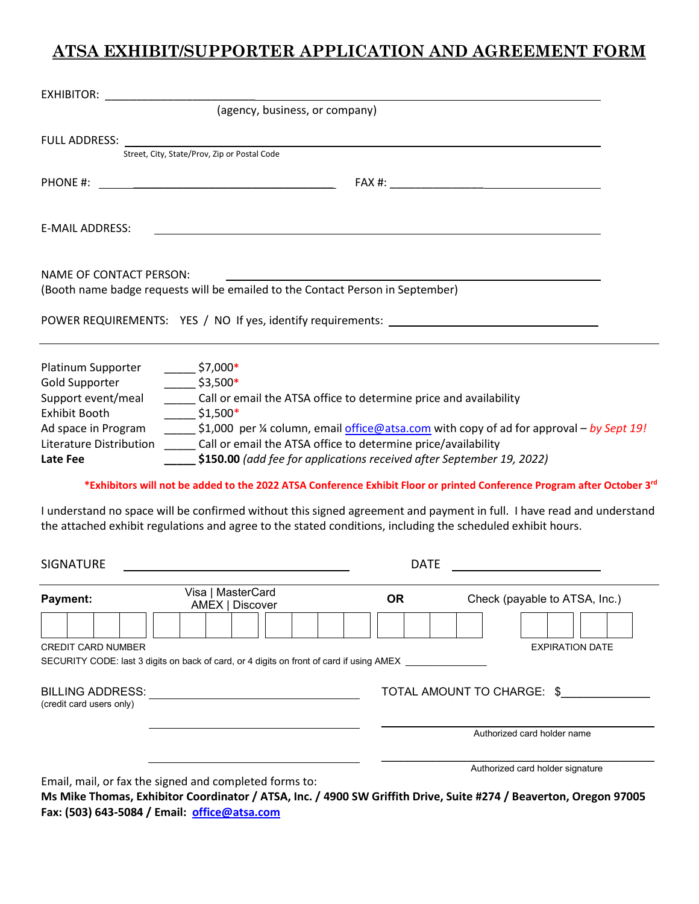# ATSA EXHIBIT/SUPPORTER APPLICATION AND AGREEMENT FORM

EXHIBITOR: ______________________________________________________________

(agency, business, or company)

FULL ADDRESS: ______________________________________________________________

Street, City, State/Prov, Zip or Postal Code

PHONE #: ______________________________ FAX #: ______________________________

E-MAIL ADDRESS: ______________________________________________________________

NAME OF CONTACT PERSON: ______________________________________________

(Booth name badge requests will be emailed to the Contact Person in September)

POWER REQUIREMENTS: YES / NO If yes, identify requirements: ______________________________

---

| | |
|---|---|
| Platinum Supporter | _____ $7,000* |
| Gold Supporter | _____ $3,500* |
| Support event/meal | _____ Call or email the ATSA office to determine price and availability |
| Exhibit Booth | _____ $1,500* |
| Ad space in Program | _____ $1,000 per ¼ column, email office@atsa.com with copy of ad for approval – *by Sept 19!* |
| Literature Distribution | _____ Call or email the ATSA office to determine price/availability |
| **Late Fee** | _____ **$150.00** *(add fee for applications received after September 19, 2022)* |

**\*Exhibitors will not be added to the 2022 ATSA Conference Exhibit Floor or printed Conference Program after October 3rd**

I understand no space will be confirmed without this signed agreement and payment in full. I have read and understand the attached exhibit regulations and agree to the stated conditions, including the scheduled exhibit hours.

SIGNATURE ______________________________ DATE ______________________________

---

**Payment:** Visa | MasterCard AMEX | Discover **OR** Check (payable to ATSA, Inc.)

CREDIT CARD NUMBER: [ ][ ][ ][ ] [ ][ ][ ][ ] [ ][ ][ ][ ] [ ][ ][ ][ ]

EXPIRATION DATE: [ ][ ] [ ][ ]

SECURITY CODE: last 3 digits on back of card, or 4 digits on front of card if using AMEX ______________

BILLING ADDRESS: ______________________________

(credit card users only)

______________________________

______________________________

TOTAL AMOUNT TO CHARGE: $______________

______________________________

Authorized card holder name

______________________________

Authorized card holder signature

Email, mail, or fax the signed and completed forms to:

**Ms Mike Thomas, Exhibitor Coordinator / ATSA, Inc. / 4900 SW Griffith Drive, Suite #274 / Beaverton, Oregon 97005**

**Fax: (503) 643-5084 / Email: office@atsa.com**